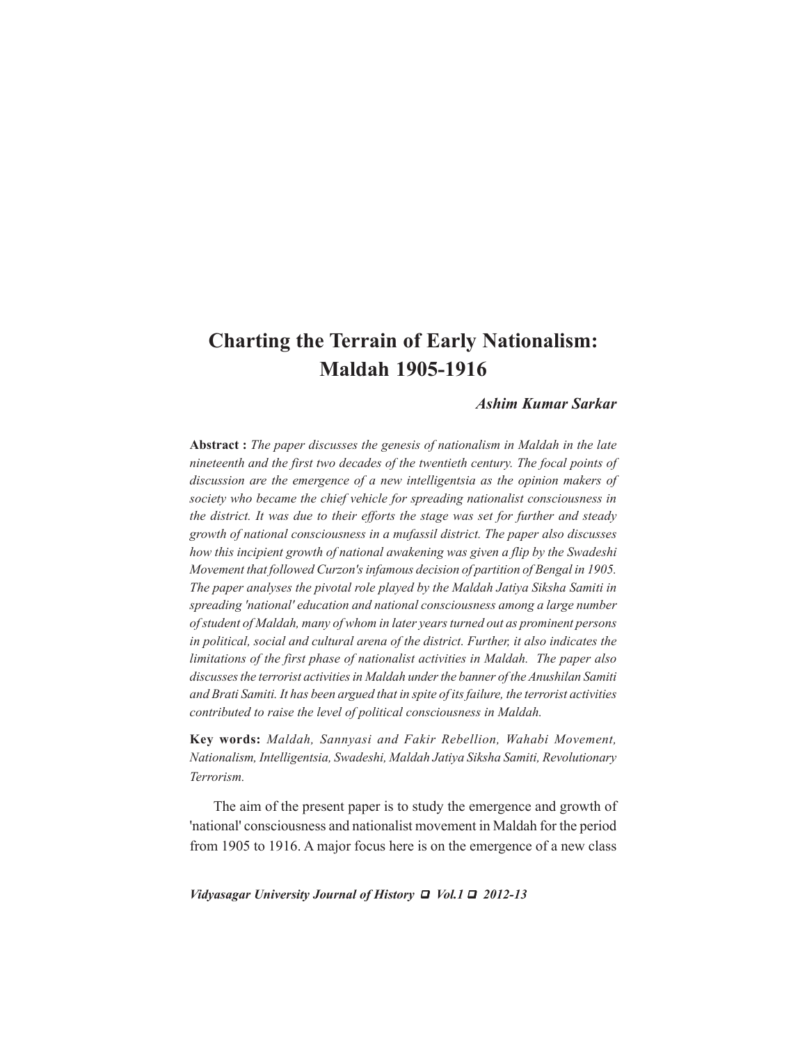# Charting the Terrain of Early Nationalism: Maldah 1905-1916

***Ashim Kumar Sarkar***

**Abstract :** *The paper discusses the genesis of nationalism in Maldah in the late nineteenth and the first two decades of the twentieth century. The focal points of discussion are the emergence of a new intelligentsia as the opinion makers of society who became the chief vehicle for spreading nationalist consciousness in the district. It was due to their efforts the stage was set for further and steady growth of national consciousness in a mufassil district. The paper also discusses how this incipient growth of national awakening was given a flip by the Swadeshi Movement that followed Curzon's infamous decision of partition of Bengal in 1905. The paper analyses the pivotal role played by the Maldah Jatiya Siksha Samiti in spreading 'national' education and national consciousness among a large number of student of Maldah, many of whom in later years turned out as prominent persons in political, social and cultural arena of the district. Further, it also indicates the limitations of the first phase of nationalist activities in Maldah. The paper also discusses the terrorist activities in Maldah under the banner of the Anushilan Samiti and Brati Samiti. It has been argued that in spite of its failure, the terrorist activities contributed to raise the level of political consciousness in Maldah.*

**Key words:** *Maldah, Sannyasi and Fakir Rebellion, Wahabi Movement, Nationalism, Intelligentsia, Swadeshi, Maldah Jatiya Siksha Samiti, Revolutionary Terrorism.*

The aim of the present paper is to study the emergence and growth of 'national' consciousness and nationalist movement in Maldah for the period from 1905 to 1916. A major focus here is on the emergence of a new class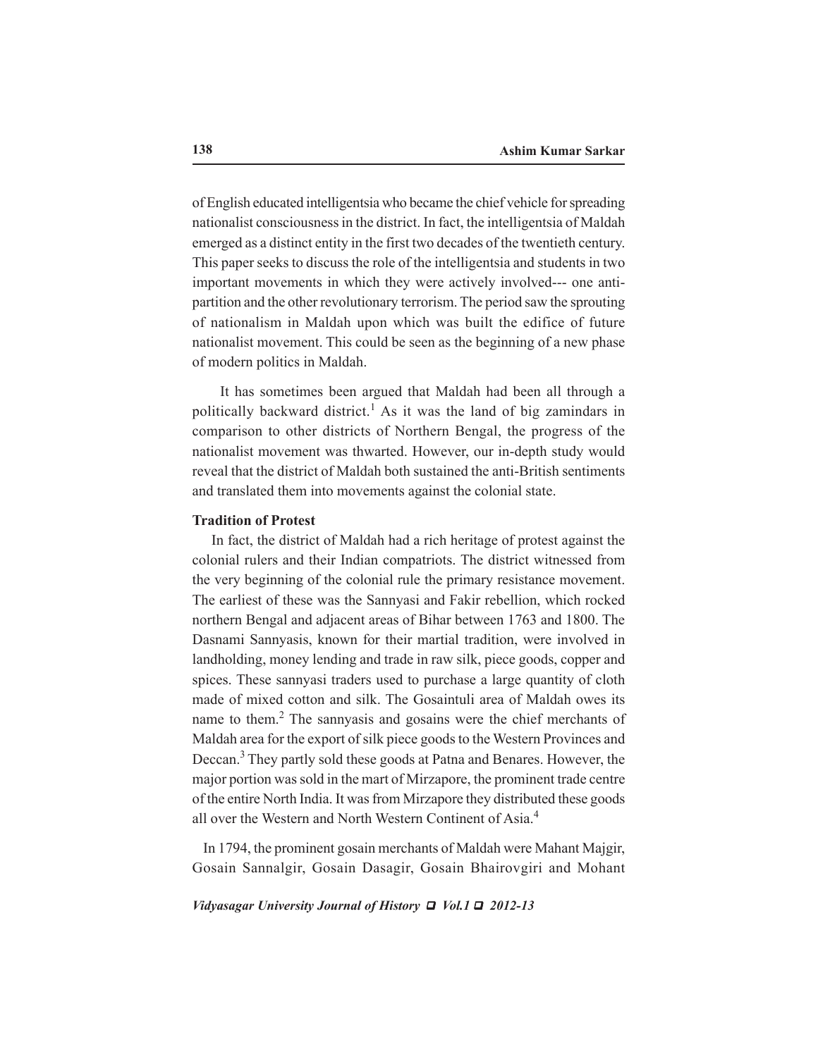of English educated intelligentsia who became the chief vehicle for spreading nationalist consciousness in the district. In fact, the intelligentsia of Maldah emerged as a distinct entity in the first two decades of the twentieth century. This paper seeks to discuss the role of the intelligentsia and students in two important movements in which they were actively involved--- one anti-partition and the other revolutionary terrorism. The period saw the sprouting of nationalism in Maldah upon which was built the edifice of future nationalist movement. This could be seen as the beginning of a new phase of modern politics in Maldah.

It has sometimes been argued that Maldah had been all through a politically backward district.[1] As it was the land of big zamindars in comparison to other districts of Northern Bengal, the progress of the nationalist movement was thwarted. However, our in-depth study would reveal that the district of Maldah both sustained the anti-British sentiments and translated them into movements against the colonial state.

### Tradition of Protest

In fact, the district of Maldah had a rich heritage of protest against the colonial rulers and their Indian compatriots. The district witnessed from the very beginning of the colonial rule the primary resistance movement. The earliest of these was the Sannyasi and Fakir rebellion, which rocked northern Bengal and adjacent areas of Bihar between 1763 and 1800. The Dasnami Sannyasis, known for their martial tradition, were involved in landholding, money lending and trade in raw silk, piece goods, copper and spices. These sannyasi traders used to purchase a large quantity of cloth made of mixed cotton and silk. The Gosaintuli area of Maldah owes its name to them.[2] The sannyasis and gosains were the chief merchants of Maldah area for the export of silk piece goods to the Western Provinces and Deccan.[3] They partly sold these goods at Patna and Benares. However, the major portion was sold in the mart of Mirzapore, the prominent trade centre of the entire North India. It was from Mirzapore they distributed these goods all over the Western and North Western Continent of Asia.[4]

In 1794, the prominent gosain merchants of Maldah were Mahant Majgir, Gosain Sannalgir, Gosain Dasagir, Gosain Bhairovgiri and Mohant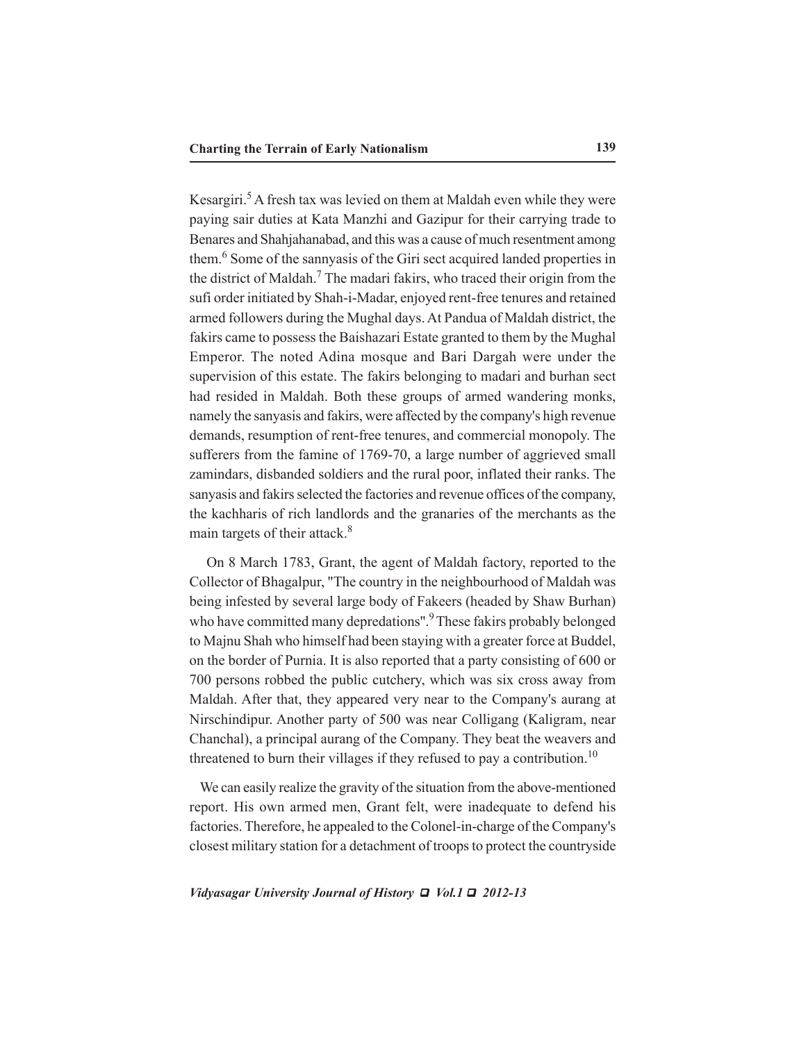Kesargiri.[5] A fresh tax was levied on them at Maldah even while they were paying sair duties at Kata Manzhi and Gazipur for their carrying trade to Benares and Shahjahanabad, and this was a cause of much resentment among them.[6] Some of the sannyasis of the Giri sect acquired landed properties in the district of Maldah.[7] The madari fakirs, who traced their origin from the sufi order initiated by Shah-i-Madar, enjoyed rent-free tenures and retained armed followers during the Mughal days. At Pandua of Maldah district, the fakirs came to possess the Baishazari Estate granted to them by the Mughal Emperor. The noted Adina mosque and Bari Dargah were under the supervision of this estate. The fakirs belonging to madari and burhan sect had resided in Maldah. Both these groups of armed wandering monks, namely the sanyasis and fakirs, were affected by the company's high revenue demands, resumption of rent-free tenures, and commercial monopoly. The sufferers from the famine of 1769-70, a large number of aggrieved small zamindars, disbanded soldiers and the rural poor, inflated their ranks. The sanyasis and fakirs selected the factories and revenue offices of the company, the kachharis of rich landlords and the granaries of the merchants as the main targets of their attack.[8]

On 8 March 1783, Grant, the agent of Maldah factory, reported to the Collector of Bhagalpur, "The country in the neighbourhood of Maldah was being infested by several large body of Fakeers (headed by Shaw Burhan) who have committed many depredations".[9] These fakirs probably belonged to Majnu Shah who himself had been staying with a greater force at Buddel, on the border of Purnia. It is also reported that a party consisting of 600 or 700 persons robbed the public cutchery, which was six cross away from Maldah. After that, they appeared very near to the Company's aurang at Nirschindipur. Another party of 500 was near Colligang (Kaligram, near Chanchal), a principal aurang of the Company. They beat the weavers and threatened to burn their villages if they refused to pay a contribution.[10]

We can easily realize the gravity of the situation from the above-mentioned report. His own armed men, Grant felt, were inadequate to defend his factories. Therefore, he appealed to the Colonel-in-charge of the Company's closest military station for a detachment of troops to protect the countryside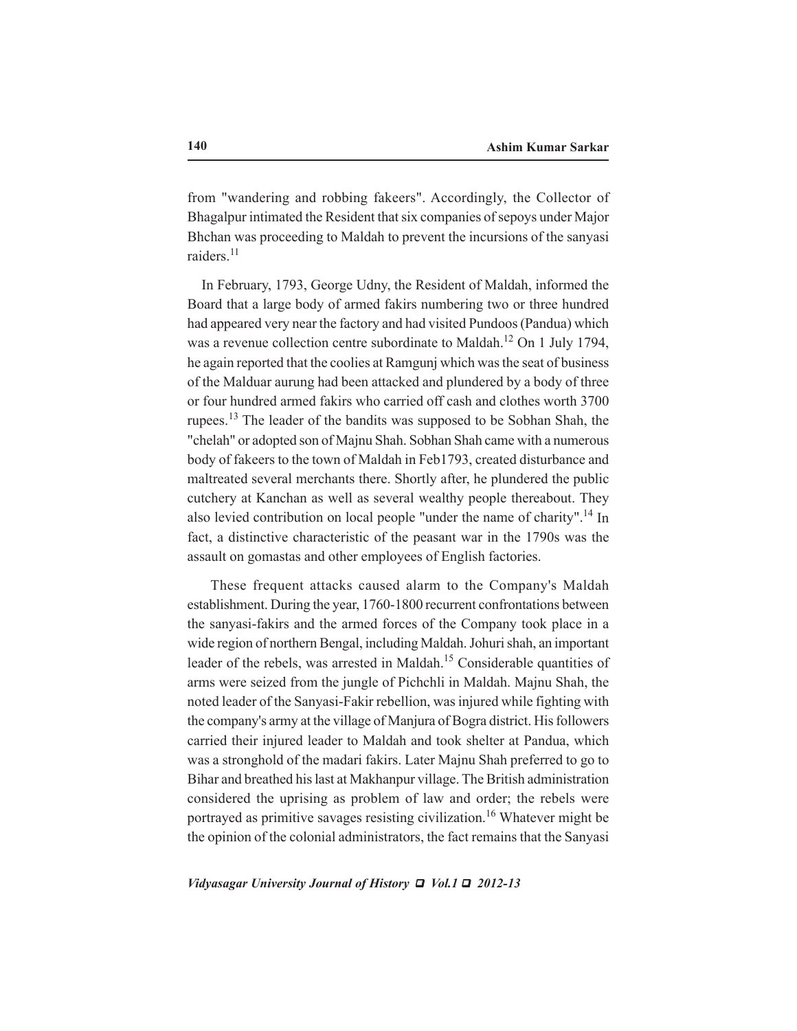from "wandering and robbing fakeers". Accordingly, the Collector of Bhagalpur intimated the Resident that six companies of sepoys under Major Bhchan was proceeding to Maldah to prevent the incursions of the sanyasi raiders.[11]

In February, 1793, George Udny, the Resident of Maldah, informed the Board that a large body of armed fakirs numbering two or three hundred had appeared very near the factory and had visited Pundoos (Pandua) which was a revenue collection centre subordinate to Maldah.[12] On 1 July 1794, he again reported that the coolies at Ramgunj which was the seat of business of the Malduar aurung had been attacked and plundered by a body of three or four hundred armed fakirs who carried off cash and clothes worth 3700 rupees.[13] The leader of the bandits was supposed to be Sobhan Shah, the "chelah" or adopted son of Majnu Shah. Sobhan Shah came with a numerous body of fakeers to the town of Maldah in Feb1793, created disturbance and maltreated several merchants there. Shortly after, he plundered the public cutchery at Kanchan as well as several wealthy people thereabout. They also levied contribution on local people "under the name of charity".[14] In fact, a distinctive characteristic of the peasant war in the 1790s was the assault on gomastas and other employees of English factories.

These frequent attacks caused alarm to the Company's Maldah establishment. During the year, 1760-1800 recurrent confrontations between the sanyasi-fakirs and the armed forces of the Company took place in a wide region of northern Bengal, including Maldah. Johuri shah, an important leader of the rebels, was arrested in Maldah.[15] Considerable quantities of arms were seized from the jungle of Pichchli in Maldah. Majnu Shah, the noted leader of the Sanyasi-Fakir rebellion, was injured while fighting with the company's army at the village of Manjura of Bogra district. His followers carried their injured leader to Maldah and took shelter at Pandua, which was a stronghold of the madari fakirs. Later Majnu Shah preferred to go to Bihar and breathed his last at Makhanpur village. The British administration considered the uprising as problem of law and order; the rebels were portrayed as primitive savages resisting civilization.[16] Whatever might be the opinion of the colonial administrators, the fact remains that the Sanyasi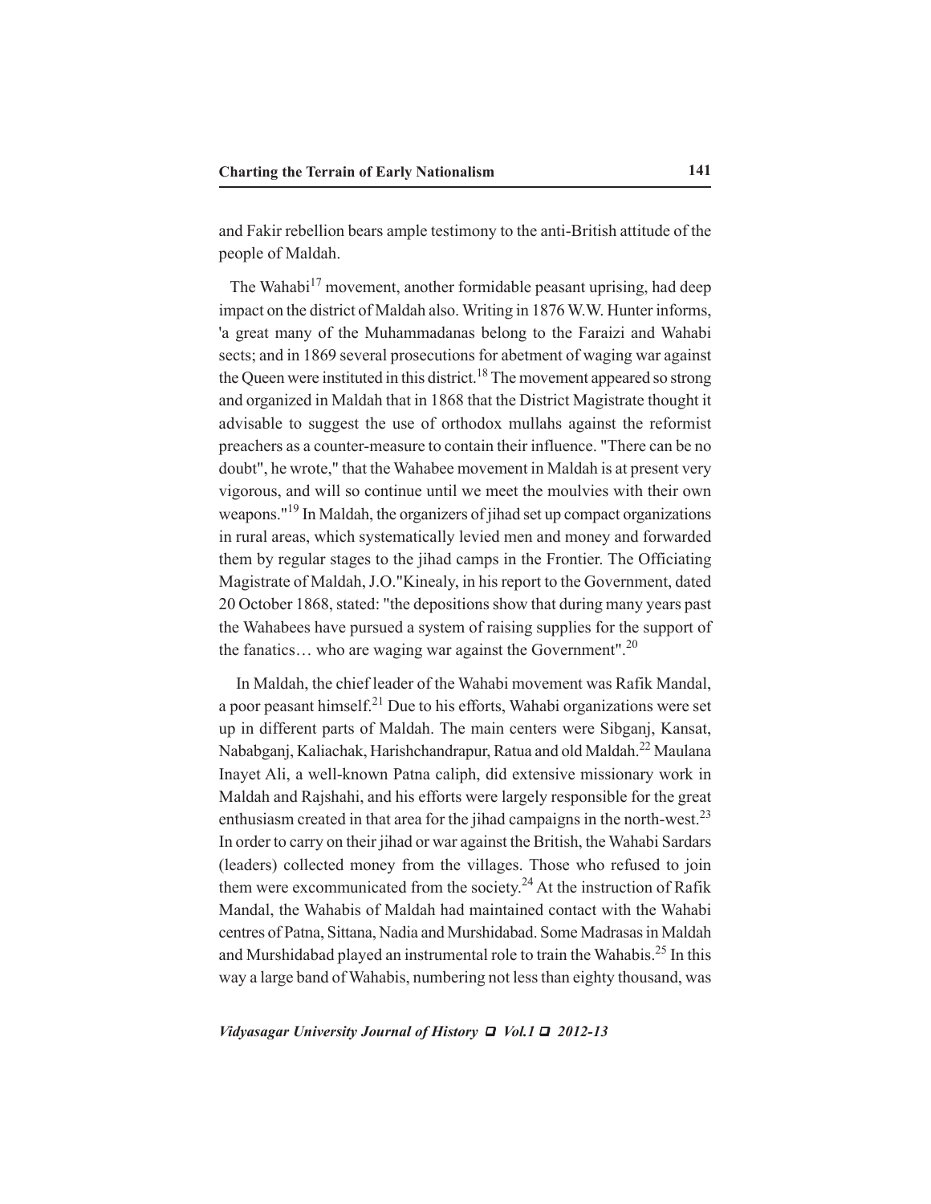and Fakir rebellion bears ample testimony to the anti-British attitude of the people of Maldah.

The Wahabi[17] movement, another formidable peasant uprising, had deep impact on the district of Maldah also. Writing in 1876 W.W. Hunter informs, 'a great many of the Muhammadanas belong to the Faraizi and Wahabi sects; and in 1869 several prosecutions for abetment of waging war against the Queen were instituted in this district.[18] The movement appeared so strong and organized in Maldah that in 1868 that the District Magistrate thought it advisable to suggest the use of orthodox mullahs against the reformist preachers as a counter-measure to contain their influence. "There can be no doubt", he wrote," that the Wahabee movement in Maldah is at present very vigorous, and will so continue until we meet the moulvies with their own weapons."[19] In Maldah, the organizers of jihad set up compact organizations in rural areas, which systematically levied men and money and forwarded them by regular stages to the jihad camps in the Frontier. The Officiating Magistrate of Maldah, J.O."Kinealy, in his report to the Government, dated 20 October 1868, stated: "the depositions show that during many years past the Wahabees have pursued a system of raising supplies for the support of the fanatics… who are waging war against the Government".[20]

In Maldah, the chief leader of the Wahabi movement was Rafik Mandal, a poor peasant himself.[21] Due to his efforts, Wahabi organizations were set up in different parts of Maldah. The main centers were Sibganj, Kansat, Nababganj, Kaliachak, Harishchandrapur, Ratua and old Maldah.[22] Maulana Inayet Ali, a well-known Patna caliph, did extensive missionary work in Maldah and Rajshahi, and his efforts were largely responsible for the great enthusiasm created in that area for the jihad campaigns in the north-west.[23] In order to carry on their jihad or war against the British, the Wahabi Sardars (leaders) collected money from the villages. Those who refused to join them were excommunicated from the society.[24] At the instruction of Rafik Mandal, the Wahabis of Maldah had maintained contact with the Wahabi centres of Patna, Sittana, Nadia and Murshidabad. Some Madrasas in Maldah and Murshidabad played an instrumental role to train the Wahabis.[25] In this way a large band of Wahabis, numbering not less than eighty thousand, was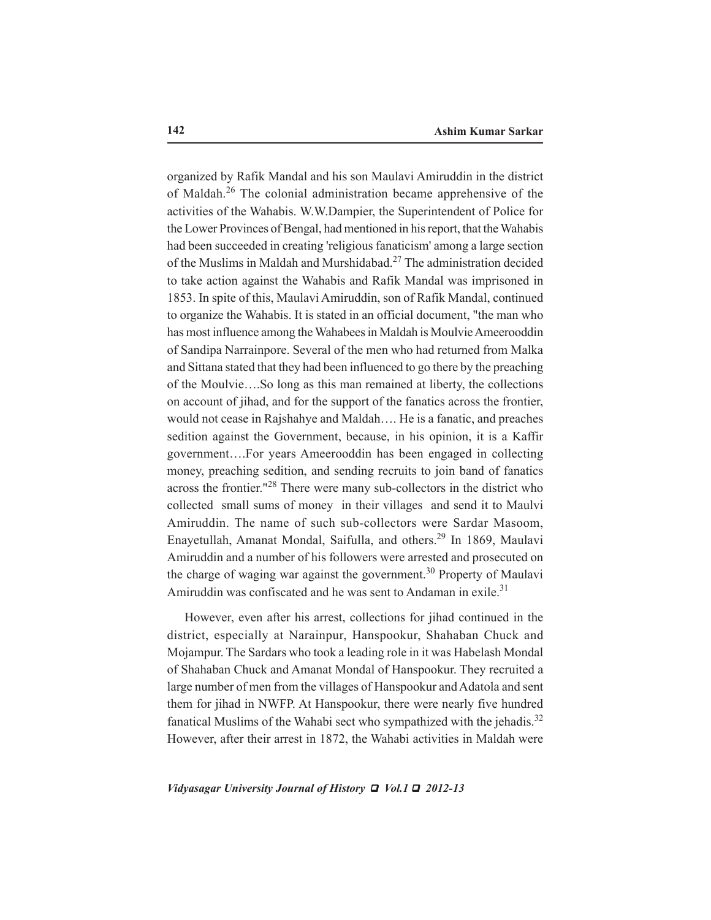organized by Rafik Mandal and his son Maulavi Amiruddin in the district of Maldah.[26] The colonial administration became apprehensive of the activities of the Wahabis. W.W.Dampier, the Superintendent of Police for the Lower Provinces of Bengal, had mentioned in his report, that the Wahabis had been succeeded in creating 'religious fanaticism' among a large section of the Muslims in Maldah and Murshidabad.[27] The administration decided to take action against the Wahabis and Rafik Mandal was imprisoned in 1853. In spite of this, Maulavi Amiruddin, son of Rafik Mandal, continued to organize the Wahabis. It is stated in an official document, "the man who has most influence among the Wahabees in Maldah is Moulvie Ameerooddin of Sandipa Narrainpore. Several of the men who had returned from Malka and Sittana stated that they had been influenced to go there by the preaching of the Moulvie….So long as this man remained at liberty, the collections on account of jihad, and for the support of the fanatics across the frontier, would not cease in Rajshahye and Maldah…. He is a fanatic, and preaches sedition against the Government, because, in his opinion, it is a Kaffir government….For years Ameerooddin has been engaged in collecting money, preaching sedition, and sending recruits to join band of fanatics across the frontier."[28] There were many sub-collectors in the district who collected small sums of money in their villages and send it to Maulvi Amiruddin. The name of such sub-collectors were Sardar Masoom, Enayetullah, Amanat Mondal, Saifulla, and others.[29] In 1869, Maulavi Amiruddin and a number of his followers were arrested and prosecuted on the charge of waging war against the government.[30] Property of Maulavi Amiruddin was confiscated and he was sent to Andaman in exile.[31]

However, even after his arrest, collections for jihad continued in the district, especially at Narainpur, Hanspookur, Shahaban Chuck and Mojampur. The Sardars who took a leading role in it was Habelash Mondal of Shahaban Chuck and Amanat Mondal of Hanspookur. They recruited a large number of men from the villages of Hanspookur and Adatola and sent them for jihad in NWFP. At Hanspookur, there were nearly five hundred fanatical Muslims of the Wahabi sect who sympathized with the jehadis.[32] However, after their arrest in 1872, the Wahabi activities in Maldah were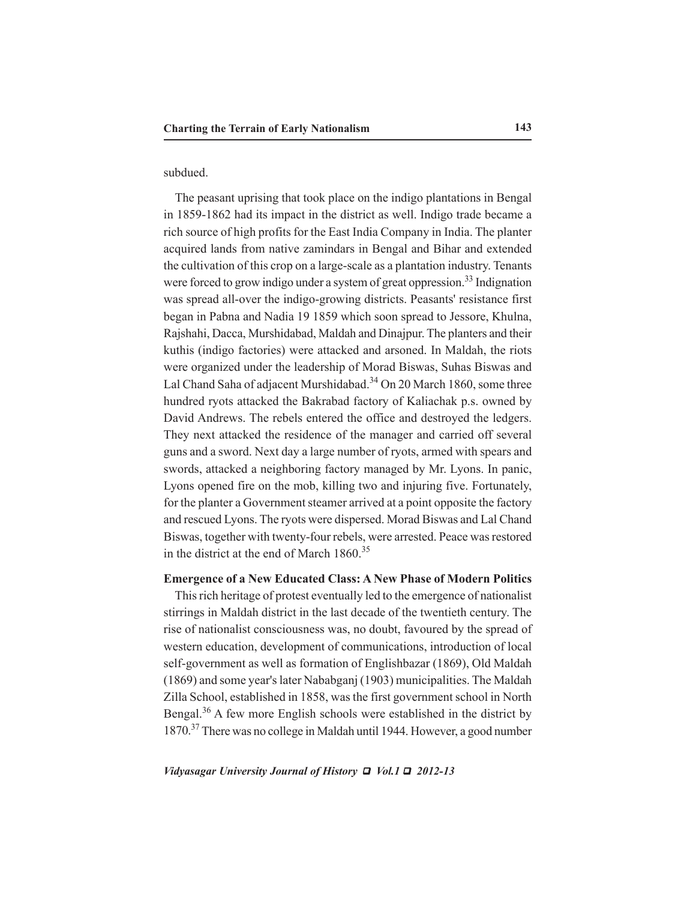subdued.

The peasant uprising that took place on the indigo plantations in Bengal in 1859-1862 had its impact in the district as well. Indigo trade became a rich source of high profits for the East India Company in India. The planter acquired lands from native zamindars in Bengal and Bihar and extended the cultivation of this crop on a large-scale as a plantation industry. Tenants were forced to grow indigo under a system of great oppression.[33] Indignation was spread all-over the indigo-growing districts. Peasants' resistance first began in Pabna and Nadia 19 1859 which soon spread to Jessore, Khulna, Rajshahi, Dacca, Murshidabad, Maldah and Dinajpur. The planters and their kuthis (indigo factories) were attacked and arsoned. In Maldah, the riots were organized under the leadership of Morad Biswas, Suhas Biswas and Lal Chand Saha of adjacent Murshidabad.[34] On 20 March 1860, some three hundred ryots attacked the Bakrabad factory of Kaliachak p.s. owned by David Andrews. The rebels entered the office and destroyed the ledgers. They next attacked the residence of the manager and carried off several guns and a sword. Next day a large number of ryots, armed with spears and swords, attacked a neighboring factory managed by Mr. Lyons. In panic, Lyons opened fire on the mob, killing two and injuring five. Fortunately, for the planter a Government steamer arrived at a point opposite the factory and rescued Lyons. The ryots were dispersed. Morad Biswas and Lal Chand Biswas, together with twenty-four rebels, were arrested. Peace was restored in the district at the end of March 1860.[35]

### Emergence of a New Educated Class: A New Phase of Modern Politics

This rich heritage of protest eventually led to the emergence of nationalist stirrings in Maldah district in the last decade of the twentieth century. The rise of nationalist consciousness was, no doubt, favoured by the spread of western education, development of communications, introduction of local self-government as well as formation of Englishbazar (1869), Old Maldah (1869) and some year's later Nababganj (1903) municipalities. The Maldah Zilla School, established in 1858, was the first government school in North Bengal.[36] A few more English schools were established in the district by 1870.[37] There was no college in Maldah until 1944. However, a good number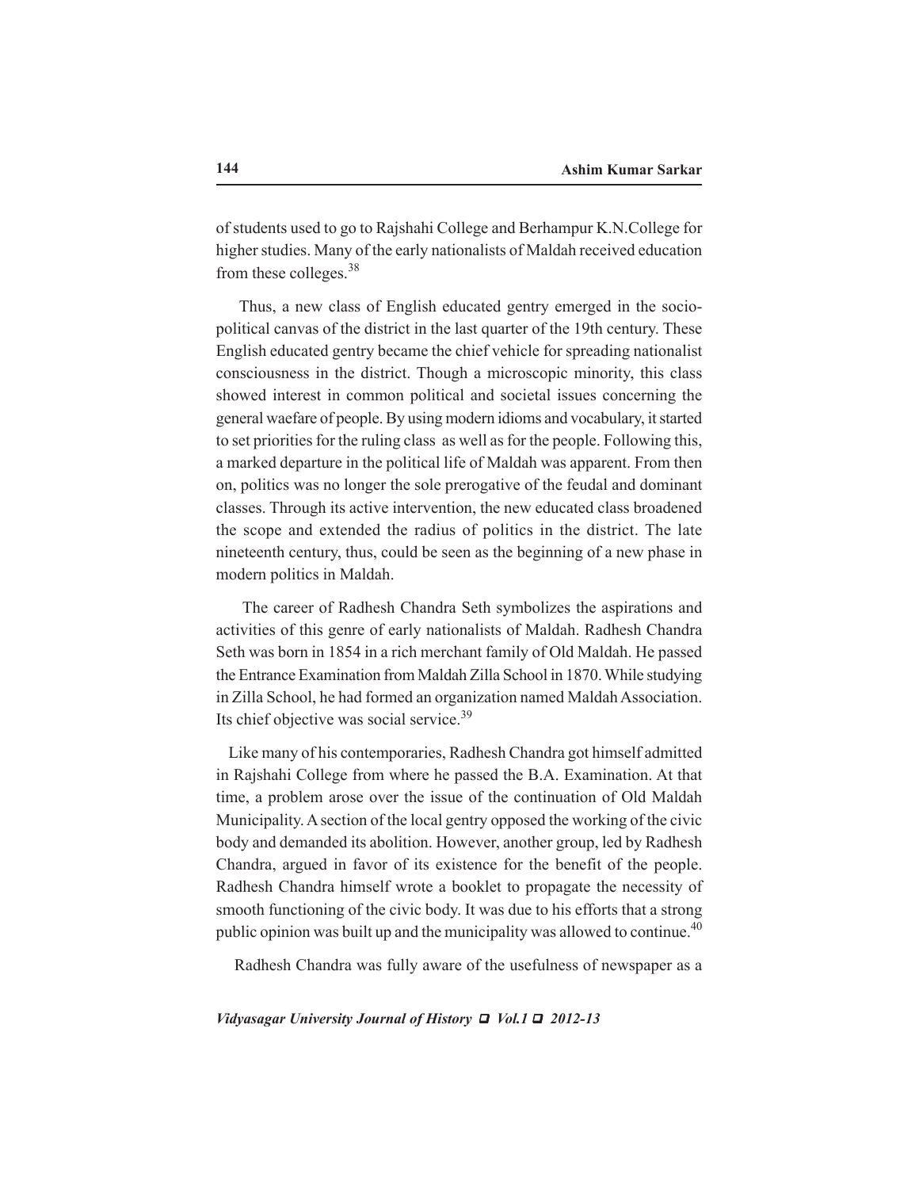of students used to go to Rajshahi College and Berhampur K.N.College for higher studies. Many of the early nationalists of Maldah received education from these colleges.[38]

Thus, a new class of English educated gentry emerged in the socio-political canvas of the district in the last quarter of the 19th century. These English educated gentry became the chief vehicle for spreading nationalist consciousness in the district. Though a microscopic minority, this class showed interest in common political and societal issues concerning the general waefare of people. By using modern idioms and vocabulary, it started to set priorities for the ruling class as well as for the people. Following this, a marked departure in the political life of Maldah was apparent. From then on, politics was no longer the sole prerogative of the feudal and dominant classes. Through its active intervention, the new educated class broadened the scope and extended the radius of politics in the district. The late nineteenth century, thus, could be seen as the beginning of a new phase in modern politics in Maldah.

The career of Radhesh Chandra Seth symbolizes the aspirations and activities of this genre of early nationalists of Maldah. Radhesh Chandra Seth was born in 1854 in a rich merchant family of Old Maldah. He passed the Entrance Examination from Maldah Zilla School in 1870. While studying in Zilla School, he had formed an organization named Maldah Association. Its chief objective was social service.[39]

Like many of his contemporaries, Radhesh Chandra got himself admitted in Rajshahi College from where he passed the B.A. Examination. At that time, a problem arose over the issue of the continuation of Old Maldah Municipality. A section of the local gentry opposed the working of the civic body and demanded its abolition. However, another group, led by Radhesh Chandra, argued in favor of its existence for the benefit of the people. Radhesh Chandra himself wrote a booklet to propagate the necessity of smooth functioning of the civic body. It was due to his efforts that a strong public opinion was built up and the municipality was allowed to continue.[40]

Radhesh Chandra was fully aware of the usefulness of newspaper as a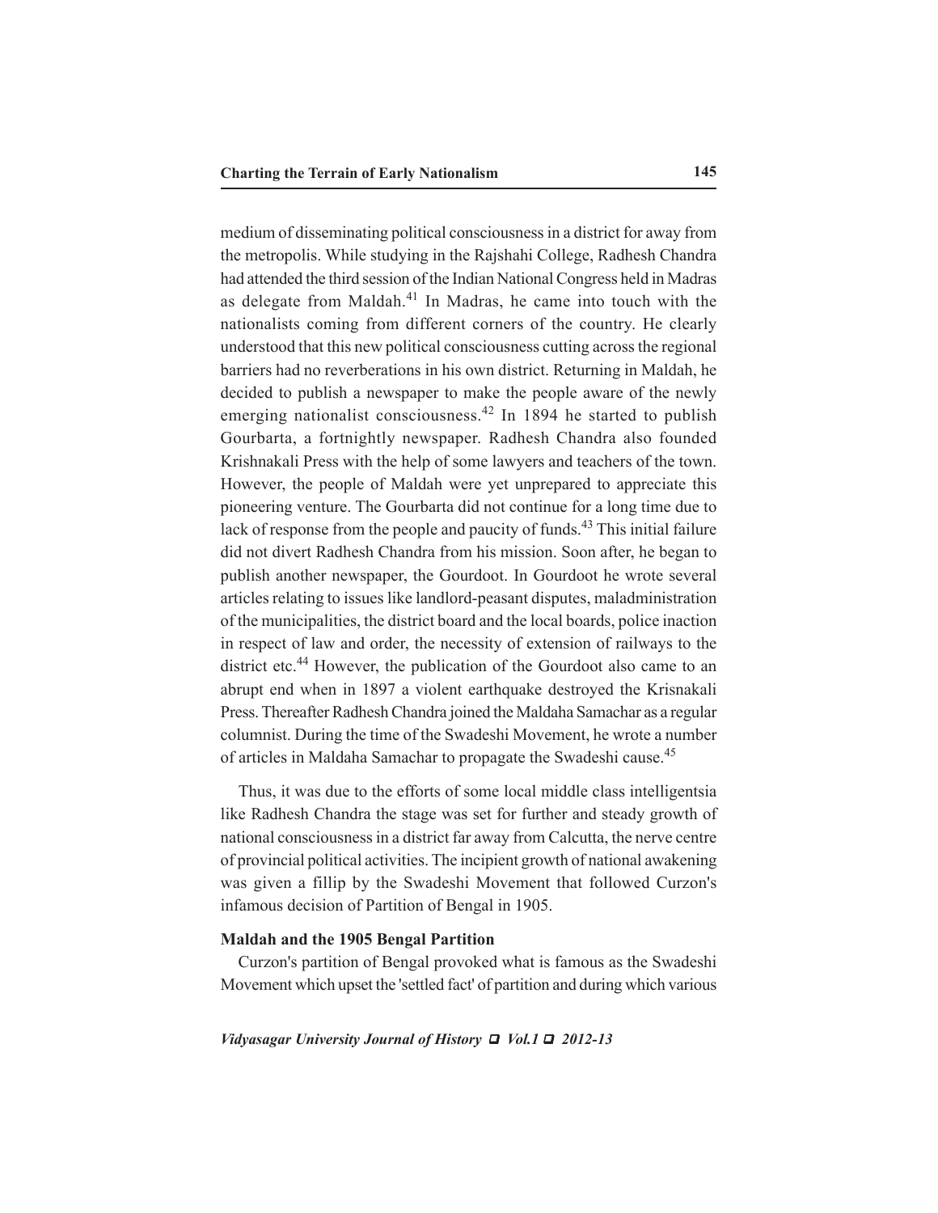medium of disseminating political consciousness in a district for away from the metropolis. While studying in the Rajshahi College, Radhesh Chandra had attended the third session of the Indian National Congress held in Madras as delegate from Maldah.[41] In Madras, he came into touch with the nationalists coming from different corners of the country. He clearly understood that this new political consciousness cutting across the regional barriers had no reverberations in his own district. Returning in Maldah, he decided to publish a newspaper to make the people aware of the newly emerging nationalist consciousness.[42] In 1894 he started to publish Gourbarta, a fortnightly newspaper. Radhesh Chandra also founded Krishnakali Press with the help of some lawyers and teachers of the town. However, the people of Maldah were yet unprepared to appreciate this pioneering venture. The Gourbarta did not continue for a long time due to lack of response from the people and paucity of funds.[43] This initial failure did not divert Radhesh Chandra from his mission. Soon after, he began to publish another newspaper, the Gourdoot. In Gourdoot he wrote several articles relating to issues like landlord-peasant disputes, maladministration of the municipalities, the district board and the local boards, police inaction in respect of law and order, the necessity of extension of railways to the district etc.[44] However, the publication of the Gourdoot also came to an abrupt end when in 1897 a violent earthquake destroyed the Krisnakali Press. Thereafter Radhesh Chandra joined the Maldaha Samachar as a regular columnist. During the time of the Swadeshi Movement, he wrote a number of articles in Maldaha Samachar to propagate the Swadeshi cause.[45]

Thus, it was due to the efforts of some local middle class intelligentsia like Radhesh Chandra the stage was set for further and steady growth of national consciousness in a district far away from Calcutta, the nerve centre of provincial political activities. The incipient growth of national awakening was given a fillip by the Swadeshi Movement that followed Curzon's infamous decision of Partition of Bengal in 1905.

### Maldah and the 1905 Bengal Partition

Curzon's partition of Bengal provoked what is famous as the Swadeshi Movement which upset the 'settled fact' of partition and during which various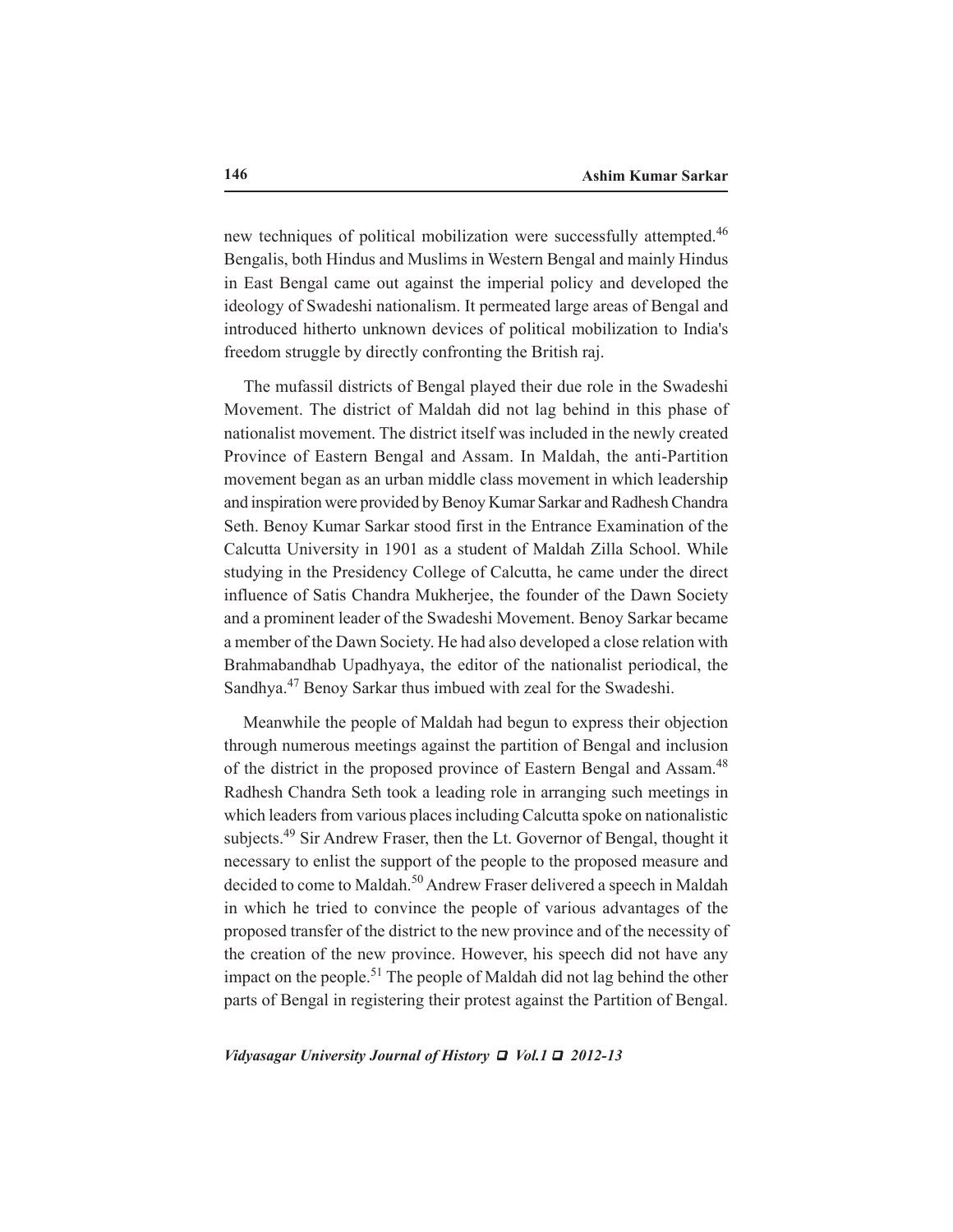new techniques of political mobilization were successfully attempted.[46] Bengalis, both Hindus and Muslims in Western Bengal and mainly Hindus in East Bengal came out against the imperial policy and developed the ideology of Swadeshi nationalism. It permeated large areas of Bengal and introduced hitherto unknown devices of political mobilization to India's freedom struggle by directly confronting the British raj.

The mufassil districts of Bengal played their due role in the Swadeshi Movement. The district of Maldah did not lag behind in this phase of nationalist movement. The district itself was included in the newly created Province of Eastern Bengal and Assam. In Maldah, the anti-Partition movement began as an urban middle class movement in which leadership and inspiration were provided by Benoy Kumar Sarkar and Radhesh Chandra Seth. Benoy Kumar Sarkar stood first in the Entrance Examination of the Calcutta University in 1901 as a student of Maldah Zilla School. While studying in the Presidency College of Calcutta, he came under the direct influence of Satis Chandra Mukherjee, the founder of the Dawn Society and a prominent leader of the Swadeshi Movement. Benoy Sarkar became a member of the Dawn Society. He had also developed a close relation with Brahmabandhab Upadhyaya, the editor of the nationalist periodical, the Sandhya.[47] Benoy Sarkar thus imbued with zeal for the Swadeshi.

Meanwhile the people of Maldah had begun to express their objection through numerous meetings against the partition of Bengal and inclusion of the district in the proposed province of Eastern Bengal and Assam.[48] Radhesh Chandra Seth took a leading role in arranging such meetings in which leaders from various places including Calcutta spoke on nationalistic subjects.[49] Sir Andrew Fraser, then the Lt. Governor of Bengal, thought it necessary to enlist the support of the people to the proposed measure and decided to come to Maldah.[50] Andrew Fraser delivered a speech in Maldah in which he tried to convince the people of various advantages of the proposed transfer of the district to the new province and of the necessity of the creation of the new province. However, his speech did not have any impact on the people.[51] The people of Maldah did not lag behind the other parts of Bengal in registering their protest against the Partition of Bengal.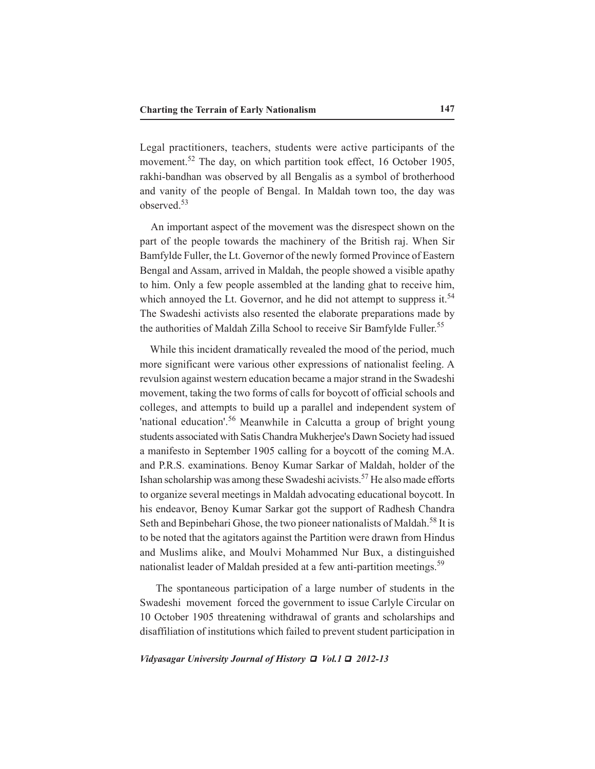Legal practitioners, teachers, students were active participants of the movement.[52] The day, on which partition took effect, 16 October 1905, rakhi-bandhan was observed by all Bengalis as a symbol of brotherhood and vanity of the people of Bengal. In Maldah town too, the day was observed.[53]

An important aspect of the movement was the disrespect shown on the part of the people towards the machinery of the British raj. When Sir Bamfylde Fuller, the Lt. Governor of the newly formed Province of Eastern Bengal and Assam, arrived in Maldah, the people showed a visible apathy to him. Only a few people assembled at the landing ghat to receive him, which annoyed the Lt. Governor, and he did not attempt to suppress it.[54] The Swadeshi activists also resented the elaborate preparations made by the authorities of Maldah Zilla School to receive Sir Bamfylde Fuller.[55]

While this incident dramatically revealed the mood of the period, much more significant were various other expressions of nationalist feeling. A revulsion against western education became a major strand in the Swadeshi movement, taking the two forms of calls for boycott of official schools and colleges, and attempts to build up a parallel and independent system of 'national education'.[56] Meanwhile in Calcutta a group of bright young students associated with Satis Chandra Mukherjee's Dawn Society had issued a manifesto in September 1905 calling for a boycott of the coming M.A. and P.R.S. examinations. Benoy Kumar Sarkar of Maldah, holder of the Ishan scholarship was among these Swadeshi acivists.[57] He also made efforts to organize several meetings in Maldah advocating educational boycott. In his endeavor, Benoy Kumar Sarkar got the support of Radhesh Chandra Seth and Bepinbehari Ghose, the two pioneer nationalists of Maldah.[58] It is to be noted that the agitators against the Partition were drawn from Hindus and Muslims alike, and Moulvi Mohammed Nur Bux, a distinguished nationalist leader of Maldah presided at a few anti-partition meetings.[59]

The spontaneous participation of a large number of students in the Swadeshi movement forced the government to issue Carlyle Circular on 10 October 1905 threatening withdrawal of grants and scholarships and disaffiliation of institutions which failed to prevent student participation in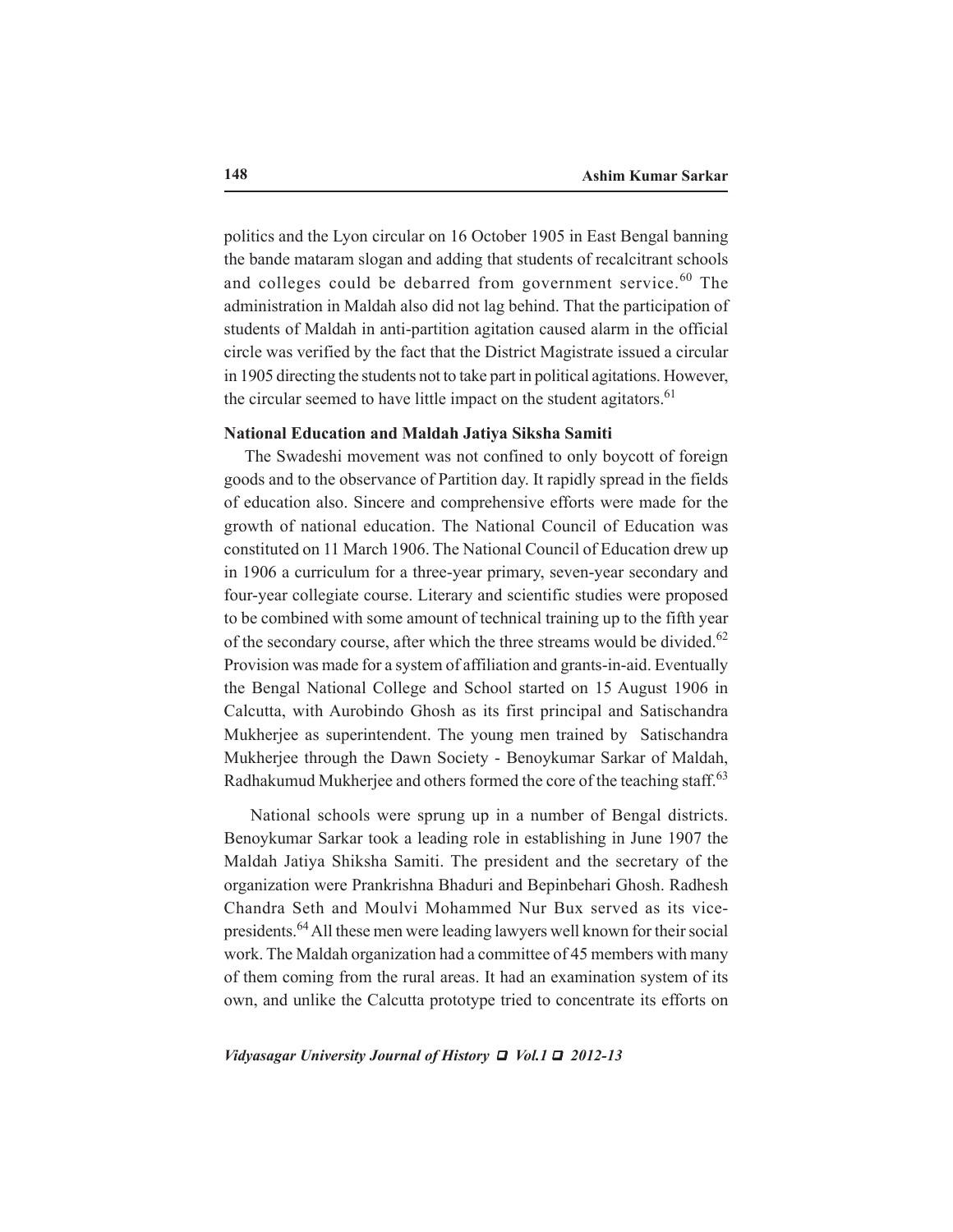politics and the Lyon circular on 16 October 1905 in East Bengal banning the bande mataram slogan and adding that students of recalcitrant schools and colleges could be debarred from government service.[60] The administration in Maldah also did not lag behind. That the participation of students of Maldah in anti-partition agitation caused alarm in the official circle was verified by the fact that the District Magistrate issued a circular in 1905 directing the students not to take part in political agitations. However, the circular seemed to have little impact on the student agitators.[61]

**National Education and Maldah Jatiya Siksha Samiti**

The Swadeshi movement was not confined to only boycott of foreign goods and to the observance of Partition day. It rapidly spread in the fields of education also. Sincere and comprehensive efforts were made for the growth of national education. The National Council of Education was constituted on 11 March 1906. The National Council of Education drew up in 1906 a curriculum for a three-year primary, seven-year secondary and four-year collegiate course. Literary and scientific studies were proposed to be combined with some amount of technical training up to the fifth year of the secondary course, after which the three streams would be divided.[62] Provision was made for a system of affiliation and grants-in-aid. Eventually the Bengal National College and School started on 15 August 1906 in Calcutta, with Aurobindo Ghosh as its first principal and Satischandra Mukherjee as superintendent. The young men trained by Satischandra Mukherjee through the Dawn Society - Benoykumar Sarkar of Maldah, Radhakumud Mukherjee and others formed the core of the teaching staff.[63]

National schools were sprung up in a number of Bengal districts. Benoykumar Sarkar took a leading role in establishing in June 1907 the Maldah Jatiya Shiksha Samiti. The president and the secretary of the organization were Prankrishna Bhaduri and Bepinbehari Ghosh. Radhesh Chandra Seth and Moulvi Mohammed Nur Bux served as its vice-presidents.[64] All these men were leading lawyers well known for their social work. The Maldah organization had a committee of 45 members with many of them coming from the rural areas. It had an examination system of its own, and unlike the Calcutta prototype tried to concentrate its efforts on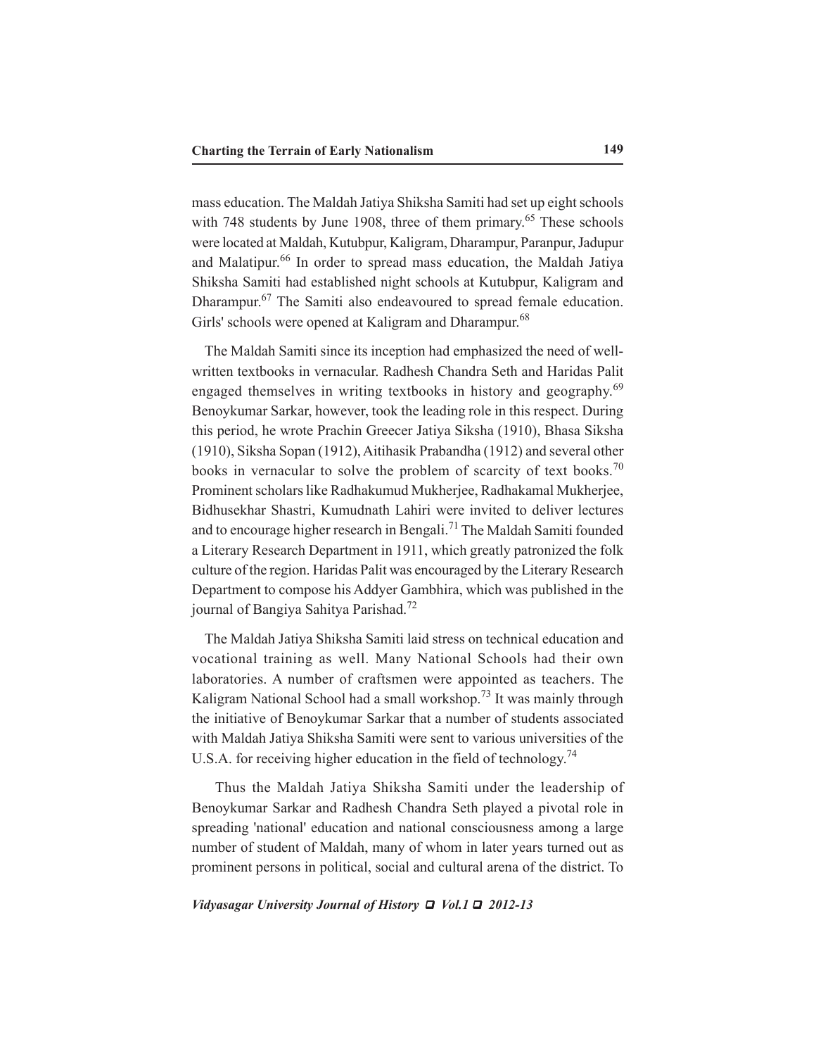mass education. The Maldah Jatiya Shiksha Samiti had set up eight schools with 748 students by June 1908, three of them primary.[65] These schools were located at Maldah, Kutubpur, Kaligram, Dharampur, Paranpur, Jadupur and Malatipur.[66] In order to spread mass education, the Maldah Jatiya Shiksha Samiti had established night schools at Kutubpur, Kaligram and Dharampur.[67] The Samiti also endeavoured to spread female education. Girls' schools were opened at Kaligram and Dharampur.[68]

The Maldah Samiti since its inception had emphasized the need of well-written textbooks in vernacular. Radhesh Chandra Seth and Haridas Palit engaged themselves in writing textbooks in history and geography.[69] Benoykumar Sarkar, however, took the leading role in this respect. During this period, he wrote Prachin Greecer Jatiya Siksha (1910), Bhasa Siksha (1910), Siksha Sopan (1912), Aitihasik Prabandha (1912) and several other books in vernacular to solve the problem of scarcity of text books.[70] Prominent scholars like Radhakumud Mukherjee, Radhakamal Mukherjee, Bidhusekhar Shastri, Kumudnath Lahiri were invited to deliver lectures and to encourage higher research in Bengali.[71] The Maldah Samiti founded a Literary Research Department in 1911, which greatly patronized the folk culture of the region. Haridas Palit was encouraged by the Literary Research Department to compose his Addyer Gambhira, which was published in the journal of Bangiya Sahitya Parishad.[72]

The Maldah Jatiya Shiksha Samiti laid stress on technical education and vocational training as well. Many National Schools had their own laboratories. A number of craftsmen were appointed as teachers. The Kaligram National School had a small workshop.[73] It was mainly through the initiative of Benoykumar Sarkar that a number of students associated with Maldah Jatiya Shiksha Samiti were sent to various universities of the U.S.A. for receiving higher education in the field of technology.[74]

Thus the Maldah Jatiya Shiksha Samiti under the leadership of Benoykumar Sarkar and Radhesh Chandra Seth played a pivotal role in spreading 'national' education and national consciousness among a large number of student of Maldah, many of whom in later years turned out as prominent persons in political, social and cultural arena of the district. To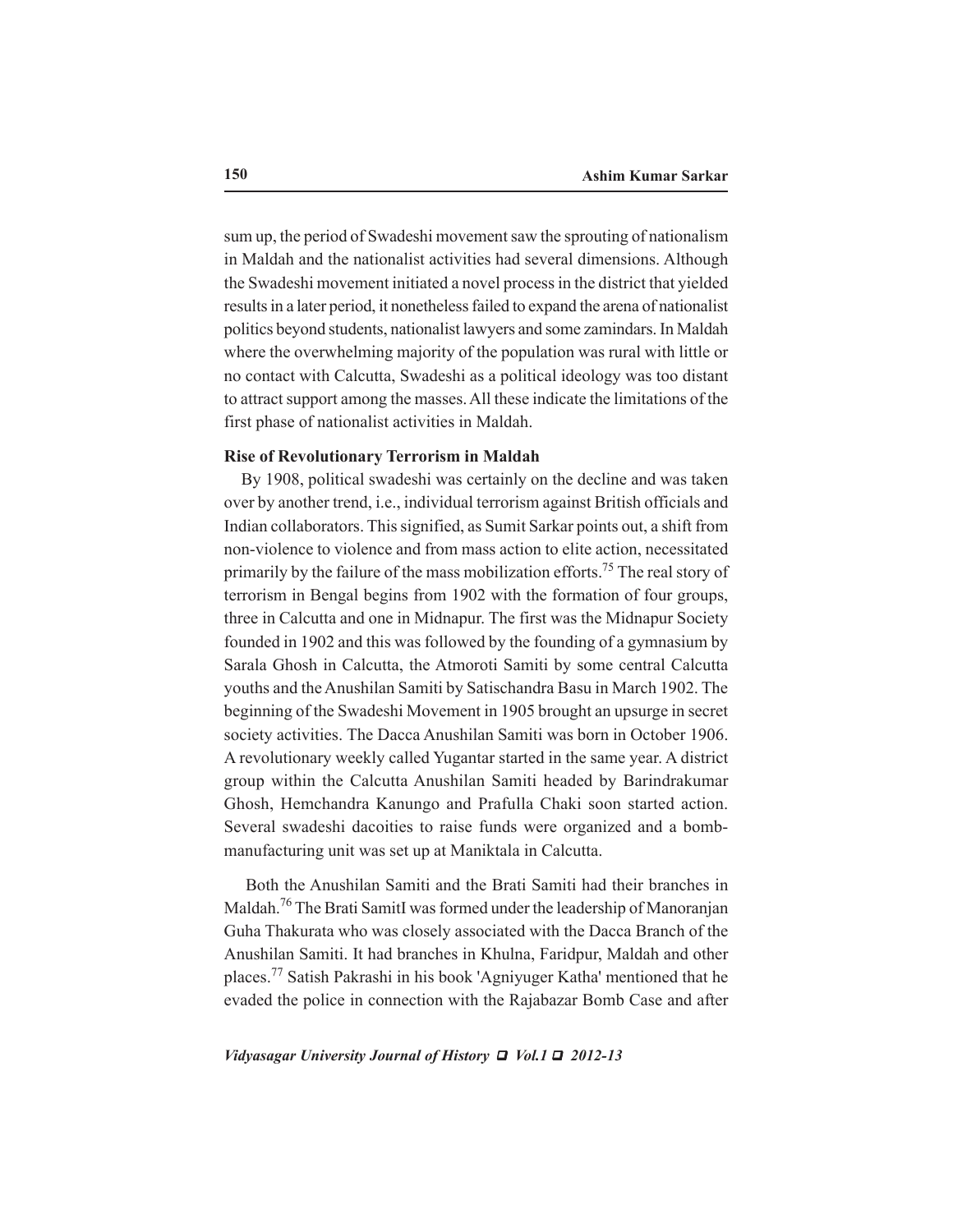sum up, the period of Swadeshi movement saw the sprouting of nationalism in Maldah and the nationalist activities had several dimensions. Although the Swadeshi movement initiated a novel process in the district that yielded results in a later period, it nonetheless failed to expand the arena of nationalist politics beyond students, nationalist lawyers and some zamindars. In Maldah where the overwhelming majority of the population was rural with little or no contact with Calcutta, Swadeshi as a political ideology was too distant to attract support among the masses. All these indicate the limitations of the first phase of nationalist activities in Maldah.

**Rise of Revolutionary Terrorism in Maldah**

By 1908, political swadeshi was certainly on the decline and was taken over by another trend, i.e., individual terrorism against British officials and Indian collaborators. This signified, as Sumit Sarkar points out, a shift from non-violence to violence and from mass action to elite action, necessitated primarily by the failure of the mass mobilization efforts.[75] The real story of terrorism in Bengal begins from 1902 with the formation of four groups, three in Calcutta and one in Midnapur. The first was the Midnapur Society founded in 1902 and this was followed by the founding of a gymnasium by Sarala Ghosh in Calcutta, the Atmoroti Samiti by some central Calcutta youths and the Anushilan Samiti by Satischandra Basu in March 1902. The beginning of the Swadeshi Movement in 1905 brought an upsurge in secret society activities. The Dacca Anushilan Samiti was born in October 1906. A revolutionary weekly called Yugantar started in the same year. A district group within the Calcutta Anushilan Samiti headed by Barindrakumar Ghosh, Hemchandra Kanungo and Prafulla Chaki soon started action. Several swadeshi dacoities to raise funds were organized and a bomb-manufacturing unit was set up at Maniktala in Calcutta.

Both the Anushilan Samiti and the Brati Samiti had their branches in Maldah.[76] The Brati SamitI was formed under the leadership of Manoranjan Guha Thakurata who was closely associated with the Dacca Branch of the Anushilan Samiti. It had branches in Khulna, Faridpur, Maldah and other places.[77] Satish Pakrashi in his book 'Agniyuger Katha' mentioned that he evaded the police in connection with the Rajabazar Bomb Case and after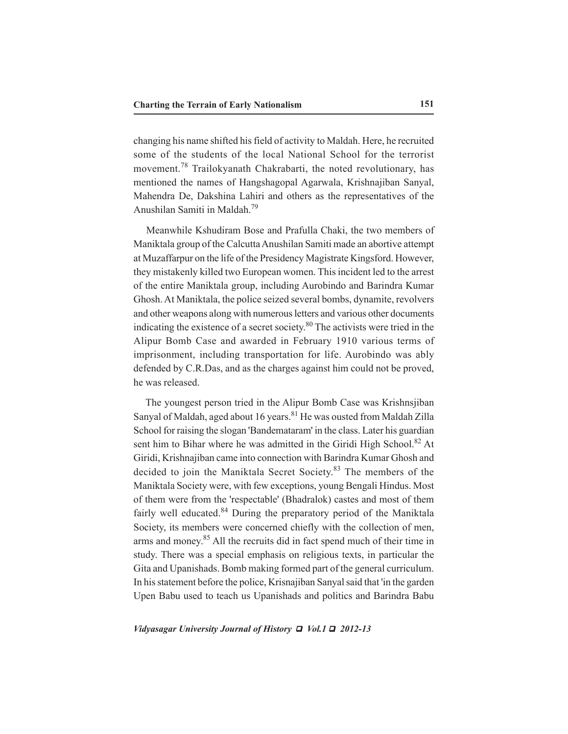changing his name shifted his field of activity to Maldah. Here, he recruited some of the students of the local National School for the terrorist movement.[78] Trailokyanath Chakrabarti, the noted revolutionary, has mentioned the names of Hangshagopal Agarwala, Krishnajiban Sanyal, Mahendra De, Dakshina Lahiri and others as the representatives of the Anushilan Samiti in Maldah.[79]

Meanwhile Kshudiram Bose and Prafulla Chaki, the two members of Maniktala group of the Calcutta Anushilan Samiti made an abortive attempt at Muzaffarpur on the life of the Presidency Magistrate Kingsford. However, they mistakenly killed two European women. This incident led to the arrest of the entire Maniktala group, including Aurobindo and Barindra Kumar Ghosh. At Maniktala, the police seized several bombs, dynamite, revolvers and other weapons along with numerous letters and various other documents indicating the existence of a secret society.[80] The activists were tried in the Alipur Bomb Case and awarded in February 1910 various terms of imprisonment, including transportation for life. Aurobindo was ably defended by C.R.Das, and as the charges against him could not be proved, he was released.

The youngest person tried in the Alipur Bomb Case was Krishnsjiban Sanyal of Maldah, aged about 16 years.[81] He was ousted from Maldah Zilla School for raising the slogan 'Bandemataram' in the class. Later his guardian sent him to Bihar where he was admitted in the Giridi High School.[82] At Giridi, Krishnajiban came into connection with Barindra Kumar Ghosh and decided to join the Maniktala Secret Society.[83] The members of the Maniktala Society were, with few exceptions, young Bengali Hindus. Most of them were from the 'respectable' (Bhadralok) castes and most of them fairly well educated.[84] During the preparatory period of the Maniktala Society, its members were concerned chiefly with the collection of men, arms and money.[85] All the recruits did in fact spend much of their time in study. There was a special emphasis on religious texts, in particular the Gita and Upanishads. Bomb making formed part of the general curriculum. In his statement before the police, Krisnajiban Sanyal said that 'in the garden Upen Babu used to teach us Upanishads and politics and Barindra Babu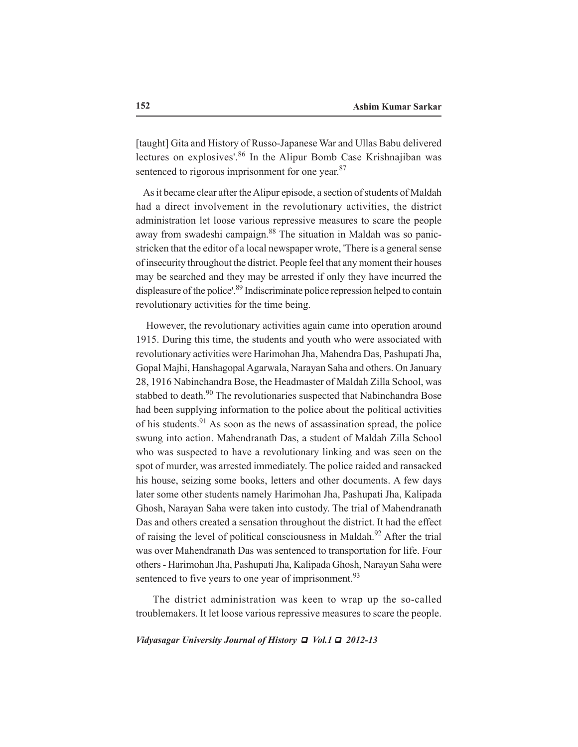[taught] Gita and History of Russo-Japanese War and Ullas Babu delivered lectures on explosives'.[86] In the Alipur Bomb Case Krishnajiban was sentenced to rigorous imprisonment for one year.[87]

As it became clear after the Alipur episode, a section of students of Maldah had a direct involvement in the revolutionary activities, the district administration let loose various repressive measures to scare the people away from swadeshi campaign.[88] The situation in Maldah was so panic-stricken that the editor of a local newspaper wrote, 'There is a general sense of insecurity throughout the district. People feel that any moment their houses may be searched and they may be arrested if only they have incurred the displeasure of the police'.[89] Indiscriminate police repression helped to contain revolutionary activities for the time being.

However, the revolutionary activities again came into operation around 1915. During this time, the students and youth who were associated with revolutionary activities were Harimohan Jha, Mahendra Das, Pashupati Jha, Gopal Majhi, Hanshagopal Agarwala, Narayan Saha and others. On January 28, 1916 Nabinchandra Bose, the Headmaster of Maldah Zilla School, was stabbed to death.[90] The revolutionaries suspected that Nabinchandra Bose had been supplying information to the police about the political activities of his students.[91] As soon as the news of assassination spread, the police swung into action. Mahendranath Das, a student of Maldah Zilla School who was suspected to have a revolutionary linking and was seen on the spot of murder, was arrested immediately. The police raided and ransacked his house, seizing some books, letters and other documents. A few days later some other students namely Harimohan Jha, Pashupati Jha, Kalipada Ghosh, Narayan Saha were taken into custody. The trial of Mahendranath Das and others created a sensation throughout the district. It had the effect of raising the level of political consciousness in Maldah.[92] After the trial was over Mahendranath Das was sentenced to transportation for life. Four others - Harimohan Jha, Pashupati Jha, Kalipada Ghosh, Narayan Saha were sentenced to five years to one year of imprisonment.[93]

The district administration was keen to wrap up the so-called troublemakers. It let loose various repressive measures to scare the people.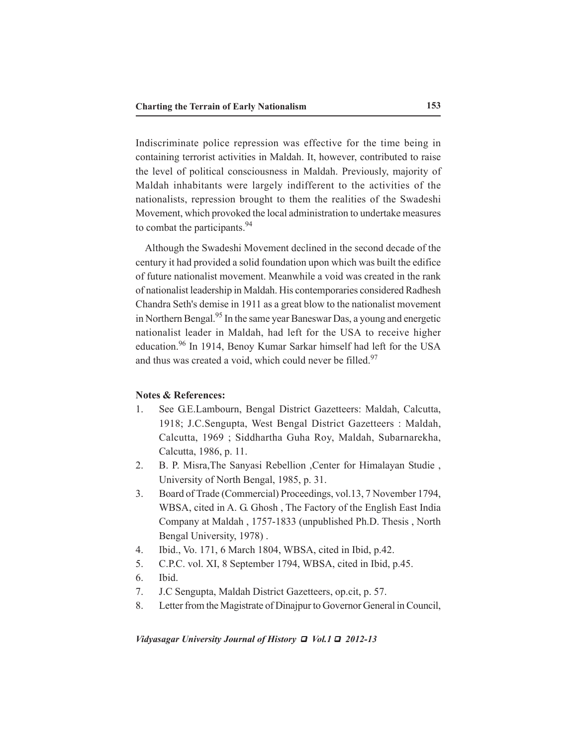Indiscriminate police repression was effective for the time being in containing terrorist activities in Maldah. It, however, contributed to raise the level of political consciousness in Maldah. Previously, majority of Maldah inhabitants were largely indifferent to the activities of the nationalists, repression brought to them the realities of the Swadeshi Movement, which provoked the local administration to undertake measures to combat the participants.[94]

Although the Swadeshi Movement declined in the second decade of the century it had provided a solid foundation upon which was built the edifice of future nationalist movement. Meanwhile a void was created in the rank of nationalist leadership in Maldah. His contemporaries considered Radhesh Chandra Seth's demise in 1911 as a great blow to the nationalist movement in Northern Bengal.[95] In the same year Baneswar Das, a young and energetic nationalist leader in Maldah, had left for the USA to receive higher education.[96] In 1914, Benoy Kumar Sarkar himself had left for the USA and thus was created a void, which could never be filled.[97]

**Notes & References:**

1. See G.E.Lambourn, Bengal District Gazetteers: Maldah, Calcutta, 1918; J.C.Sengupta, West Bengal District Gazetteers : Maldah, Calcutta, 1969 ; Siddhartha Guha Roy, Maldah, Subarnarekha, Calcutta, 1986, p. 11.
2. B. P. Misra,The Sanyasi Rebellion ,Center for Himalayan Studie , University of North Bengal, 1985, p. 31.
3. Board of Trade (Commercial) Proceedings, vol.13, 7 November 1794, WBSA, cited in A. G. Ghosh , The Factory of the English East India Company at Maldah , 1757-1833 (unpublished Ph.D. Thesis , North Bengal University, 1978) .
4. Ibid., Vo. 171, 6 March 1804, WBSA, cited in Ibid, p.42.
5. C.P.C. vol. XI, 8 September 1794, WBSA, cited in Ibid, p.45.
6. Ibid.
7. J.C Sengupta, Maldah District Gazetteers, op.cit, p. 57.
8. Letter from the Magistrate of Dinajpur to Governor General in Council,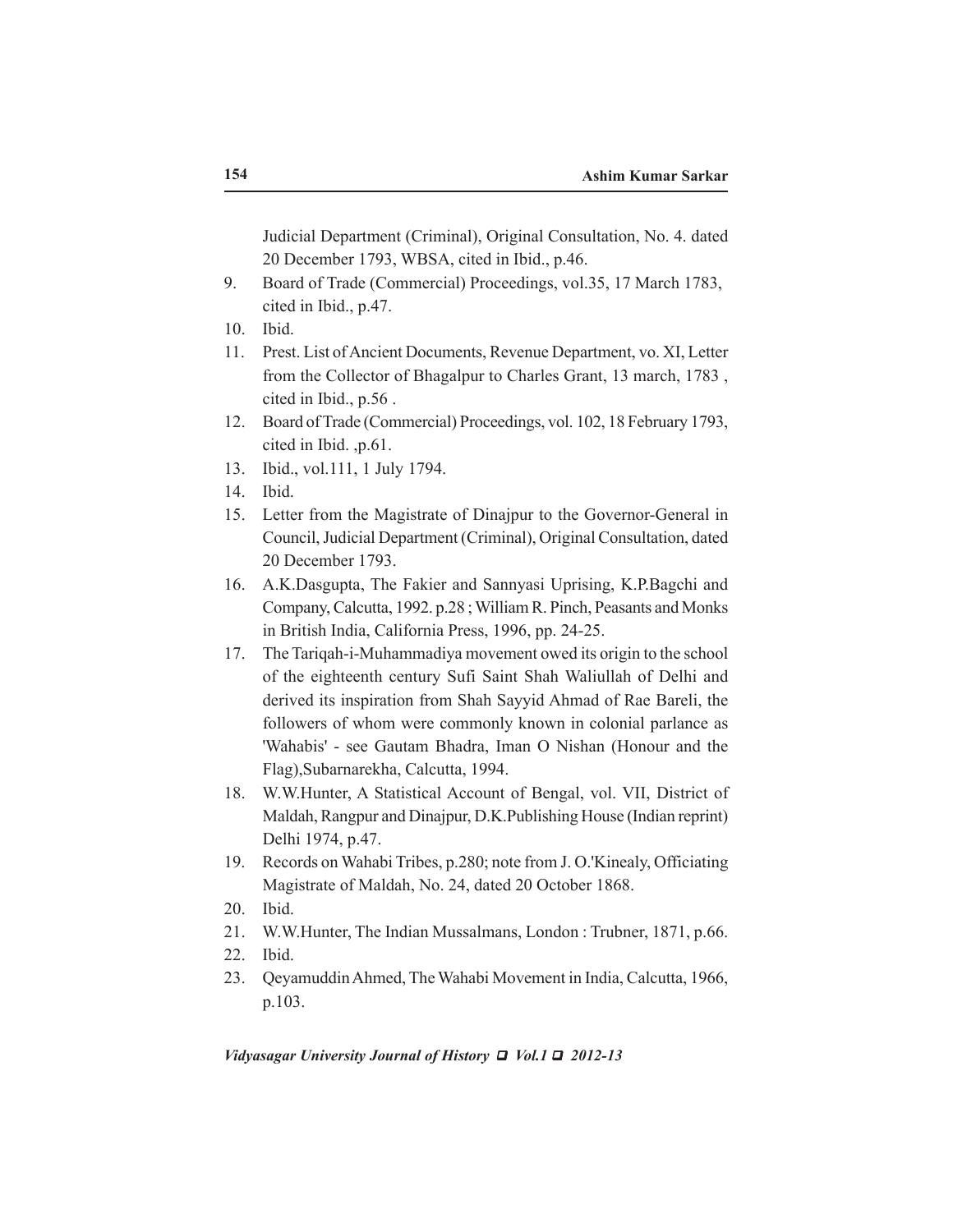Judicial Department (Criminal), Original Consultation, No. 4. dated 20 December 1793, WBSA, cited in Ibid., p.46.

9. Board of Trade (Commercial) Proceedings, vol.35, 17 March 1783, cited in Ibid., p.47.
10. Ibid.
11. Prest. List of Ancient Documents, Revenue Department, vo. XI, Letter from the Collector of Bhagalpur to Charles Grant, 13 march, 1783 , cited in Ibid., p.56 .
12. Board of Trade (Commercial) Proceedings, vol. 102, 18 February 1793, cited in Ibid. ,p.61.
13. Ibid., vol.111, 1 July 1794.
14. Ibid.
15. Letter from the Magistrate of Dinajpur to the Governor-General in Council, Judicial Department (Criminal), Original Consultation, dated 20 December 1793.
16. A.K.Dasgupta, The Fakier and Sannyasi Uprising, K.P.Bagchi and Company, Calcutta, 1992. p.28 ; William R. Pinch, Peasants and Monks in British India, California Press, 1996, pp. 24-25.
17. The Tariqah-i-Muhammadiya movement owed its origin to the school of the eighteenth century Sufi Saint Shah Waliullah of Delhi and derived its inspiration from Shah Sayyid Ahmad of Rae Bareli, the followers of whom were commonly known in colonial parlance as 'Wahabis' - see Gautam Bhadra, Iman O Nishan (Honour and the Flag),Subarnarekha, Calcutta, 1994.
18. W.W.Hunter, A Statistical Account of Bengal, vol. VII, District of Maldah, Rangpur and Dinajpur, D.K.Publishing House (Indian reprint) Delhi 1974, p.47.
19. Records on Wahabi Tribes, p.280; note from J. O.'Kinealy, Officiating Magistrate of Maldah, No. 24, dated 20 October 1868.
20. Ibid.
21. W.W.Hunter, The Indian Mussalmans, London : Trubner, 1871, p.66.
22. Ibid.
23. Qeyamuddin Ahmed, The Wahabi Movement in India, Calcutta, 1966, p.103.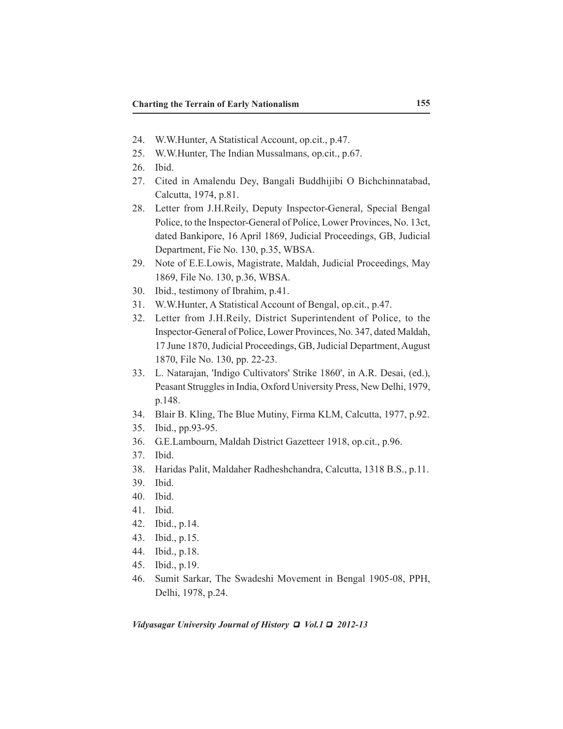24. W.W.Hunter, A Statistical Account, op.cit., p.47.
25. W.W.Hunter, The Indian Mussalmans, op.cit., p.67.
26. Ibid.
27. Cited in Amalendu Dey, Bangali Buddhijibi O Bichchinnatabad, Calcutta, 1974, p.81.
28. Letter from J.H.Reily, Deputy Inspector-General, Special Bengal Police, to the Inspector-General of Police, Lower Provinces, No. 13ct, dated Bankipore, 16 April 1869, Judicial Proceedings, GB, Judicial Department, Fie No. 130, p.35, WBSA.
29. Note of E.E.Lowis, Magistrate, Maldah, Judicial Proceedings, May 1869, File No. 130, p.36, WBSA.
30. Ibid., testimony of Ibrahim, p.41.
31. W.W.Hunter, A Statistical Account of Bengal, op.cit., p.47.
32. Letter from J.H.Reily, District Superintendent of Police, to the Inspector-General of Police, Lower Provinces, No. 347, dated Maldah, 17 June 1870, Judicial Proceedings, GB, Judicial Department, August 1870, File No. 130, pp. 22-23.
33. L. Natarajan, 'Indigo Cultivators' Strike 1860', in A.R. Desai, (ed.), Peasant Struggles in India, Oxford University Press, New Delhi, 1979, p.148.
34. Blair B. Kling, The Blue Mutiny, Firma KLM, Calcutta, 1977, p.92.
35. Ibid., pp.93-95.
36. G.E.Lambourn, Maldah District Gazetteer 1918, op.cit., p.96.
37. Ibid.
38. Haridas Palit, Maldaher Radheshchandra, Calcutta, 1318 B.S., p.11.
39. Ibid.
40. Ibid.
41. Ibid.
42. Ibid., p.14.
43. Ibid., p.15.
44. Ibid., p.18.
45. Ibid., p.19.
46. Sumit Sarkar, The Swadeshi Movement in Bengal 1905-08, PPH, Delhi, 1978, p.24.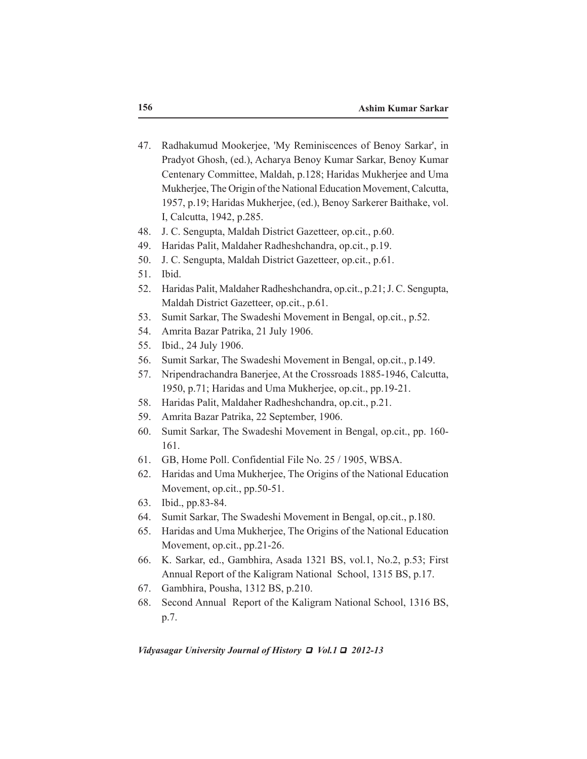47. Radhakumud Mookerjee, 'My Reminiscences of Benoy Sarkar', in Pradyot Ghosh, (ed.), Acharya Benoy Kumar Sarkar, Benoy Kumar Centenary Committee, Maldah, p.128; Haridas Mukherjee and Uma Mukherjee, The Origin of the National Education Movement, Calcutta, 1957, p.19; Haridas Mukherjee, (ed.), Benoy Sarkerer Baithake, vol. I, Calcutta, 1942, p.285.
48. J. C. Sengupta, Maldah District Gazetteer, op.cit., p.60.
49. Haridas Palit, Maldaher Radheshchandra, op.cit., p.19.
50. J. C. Sengupta, Maldah District Gazetteer, op.cit., p.61.
51. Ibid.
52. Haridas Palit, Maldaher Radheshchandra, op.cit., p.21; J. C. Sengupta, Maldah District Gazetteer, op.cit., p.61.
53. Sumit Sarkar, The Swadeshi Movement in Bengal, op.cit., p.52.
54. Amrita Bazar Patrika, 21 July 1906.
55. Ibid., 24 July 1906.
56. Sumit Sarkar, The Swadeshi Movement in Bengal, op.cit., p.149.
57. Nripendrachandra Banerjee, At the Crossroads 1885-1946, Calcutta, 1950, p.71; Haridas and Uma Mukherjee, op.cit., pp.19-21.
58. Haridas Palit, Maldaher Radheshchandra, op.cit., p.21.
59. Amrita Bazar Patrika, 22 September, 1906.
60. Sumit Sarkar, The Swadeshi Movement in Bengal, op.cit., pp. 160-161.
61. GB, Home Poll. Confidential File No. 25 / 1905, WBSA.
62. Haridas and Uma Mukherjee, The Origins of the National Education Movement, op.cit., pp.50-51.
63. Ibid., pp.83-84.
64. Sumit Sarkar, The Swadeshi Movement in Bengal, op.cit., p.180.
65. Haridas and Uma Mukherjee, The Origins of the National Education Movement, op.cit., pp.21-26.
66. K. Sarkar, ed., Gambhira, Asada 1321 BS, vol.1, No.2, p.53; First Annual Report of the Kaligram National School, 1315 BS, p.17.
67. Gambhira, Pousha, 1312 BS, p.210.
68. Second Annual Report of the Kaligram National School, 1316 BS, p.7.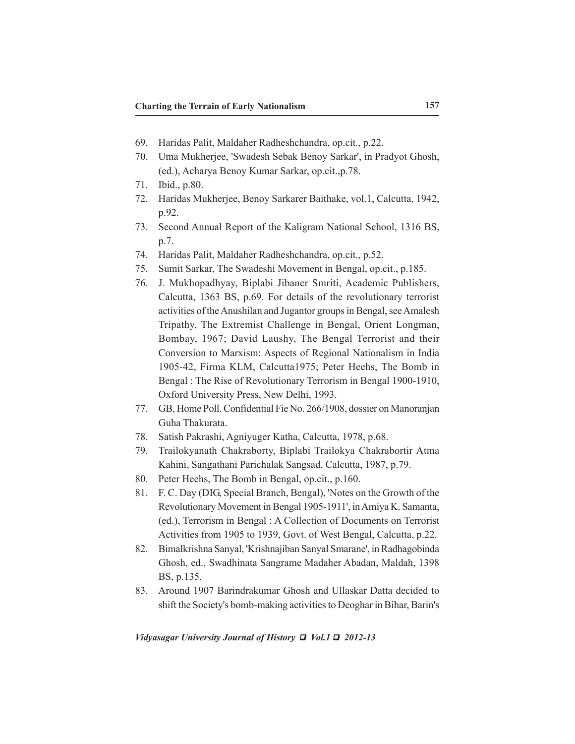69. Haridas Palit, Maldaher Radheshchandra, op.cit., p.22.
70. Uma Mukherjee, 'Swadesh Sebak Benoy Sarkar', in Pradyot Ghosh, (ed.), Acharya Benoy Kumar Sarkar, op.cit.,p.78.
71. Ibid., p.80.
72. Haridas Mukherjee, Benoy Sarkarer Baithake, vol.1, Calcutta, 1942, p.92.
73. Second Annual Report of the Kaligram National School, 1316 BS, p.7.
74. Haridas Palit, Maldaher Radheshchandra, op.cit., p.52.
75. Sumit Sarkar, The Swadeshi Movement in Bengal, op.cit., p.185.
76. J. Mukhopadhyay, Biplabi Jibaner Smriti, Academic Publishers, Calcutta, 1363 BS, p.69. For details of the revolutionary terrorist activities of the Anushilan and Jugantor groups in Bengal, see Amalesh Tripathy, The Extremist Challenge in Bengal, Orient Longman, Bombay, 1967; David Laushy, The Bengal Terrorist and their Conversion to Marxism: Aspects of Regional Nationalism in India 1905-42, Firma KLM, Calcutta1975; Peter Heehs, The Bomb in Bengal : The Rise of Revolutionary Terrorism in Bengal 1900-1910, Oxford University Press, New Delhi, 1993.
77. GB, Home Poll. Confidential Fie No. 266/1908, dossier on Manoranjan Guha Thakurata.
78. Satish Pakrashi, Agniyuger Katha, Calcutta, 1978, p.68.
79. Trailokyanath Chakraborty, Biplabi Trailokya Chakrabortir Atma Kahini, Sangathani Parichalak Sangsad, Calcutta, 1987, p.79.
80. Peter Heehs, The Bomb in Bengal, op.cit., p.160.
81. F. C. Day (DIG, Special Branch, Bengal), 'Notes on the Growth of the Revolutionary Movement in Bengal 1905-1911', in Amiya K. Samanta, (ed.), Terrorism in Bengal : A Collection of Documents on Terrorist Activities from 1905 to 1939, Govt. of West Bengal, Calcutta, p.22.
82. Bimalkrishna Sanyal, 'Krishnajiban Sanyal Smarane', in Radhagobinda Ghosh, ed., Swadhinata Sangrame Madaher Abadan, Maldah, 1398 BS, p.135.
83. Around 1907 Barindrakumar Ghosh and Ullaskar Datta decided to shift the Society's bomb-making activities to Deoghar in Bihar, Barin's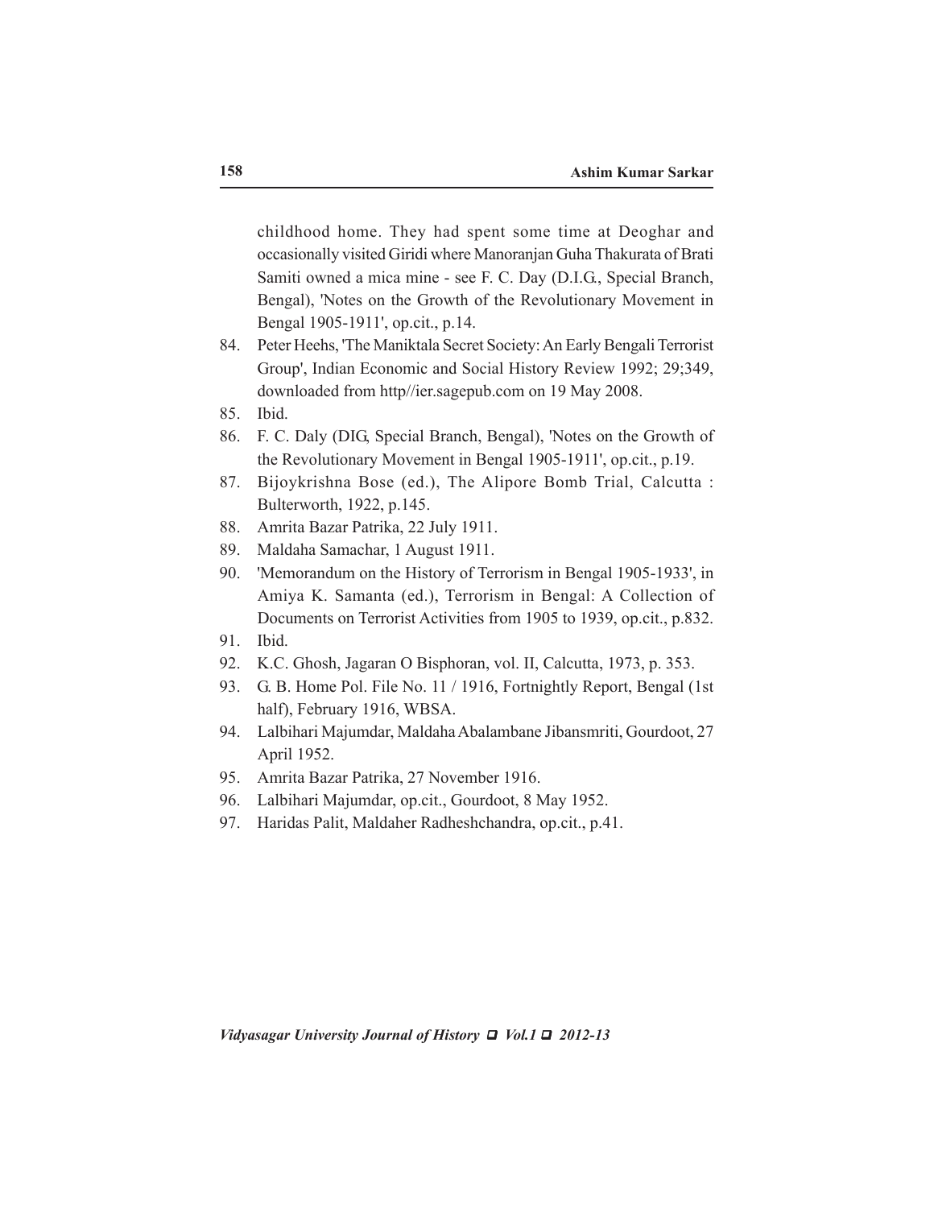childhood home. They had spent some time at Deoghar and occasionally visited Giridi where Manoranjan Guha Thakurata of Brati Samiti owned a mica mine - see F. C. Day (D.I.G., Special Branch, Bengal), 'Notes on the Growth of the Revolutionary Movement in Bengal 1905-1911', op.cit., p.14.

84. Peter Heehs, 'The Maniktala Secret Society: An Early Bengali Terrorist Group', Indian Economic and Social History Review 1992; 29;349, downloaded from http//ier.sagepub.com on 19 May 2008.
85. Ibid.
86. F. C. Daly (DIG, Special Branch, Bengal), 'Notes on the Growth of the Revolutionary Movement in Bengal 1905-1911', op.cit., p.19.
87. Bijoykrishna Bose (ed.), The Alipore Bomb Trial, Calcutta : Bulterworth, 1922, p.145.
88. Amrita Bazar Patrika, 22 July 1911.
89. Maldaha Samachar, 1 August 1911.
90. 'Memorandum on the History of Terrorism in Bengal 1905-1933', in Amiya K. Samanta (ed.), Terrorism in Bengal: A Collection of Documents on Terrorist Activities from 1905 to 1939, op.cit., p.832.
91. Ibid.
92. K.C. Ghosh, Jagaran O Bisphoran, vol. II, Calcutta, 1973, p. 353.
93. G. B. Home Pol. File No. 11 / 1916, Fortnightly Report, Bengal (1st half), February 1916, WBSA.
94. Lalbihari Majumdar, Maldaha Abalambane Jibansmriti, Gourdoot, 27 April 1952.
95. Amrita Bazar Patrika, 27 November 1916.
96. Lalbihari Majumdar, op.cit., Gourdoot, 8 May 1952.
97. Haridas Palit, Maldaher Radheshchandra, op.cit., p.41.